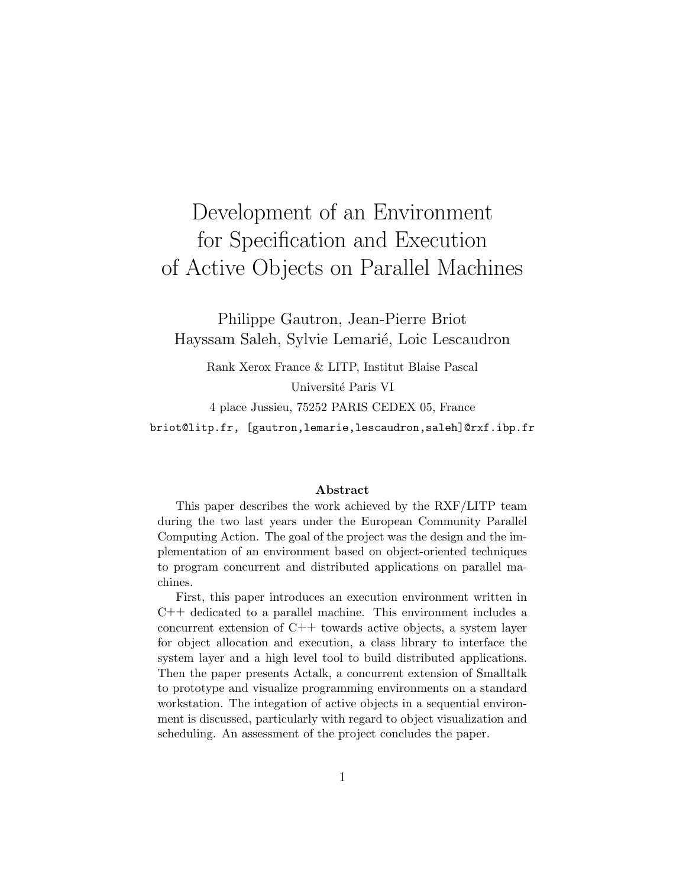# Development of an Environment for Specification and Execution of Active Objects on Parallel Machines

Philippe Gautron, Jean-Pierre Briot
Hayssam Saleh, Sylvie Lemarié, Loic Lescaudron

Rank Xerox France & LITP, Institut Blaise Pascal
Université Paris VI
4 place Jussieu, 75252 PARIS CEDEX 05, France
briot@litp.fr, [gautron,lemarie,lescaudron,saleh]@rxf.ibp.fr

### Abstract

This paper describes the work achieved by the RXF/LITP team during the two last years under the European Community Parallel Computing Action. The goal of the project was the design and the implementation of an environment based on object-oriented techniques to program concurrent and distributed applications on parallel machines.

First, this paper introduces an execution environment written in C++ dedicated to a parallel machine. This environment includes a concurrent extension of C++ towards active objects, a system layer for object allocation and execution, a class library to interface the system layer and a high level tool to build distributed applications. Then the paper presents Actalk, a concurrent extension of Smalltalk to prototype and visualize programming environments on a standard workstation. The integation of active objects in a sequential environment is discussed, particularly with regard to object visualization and scheduling. An assessment of the project concludes the paper.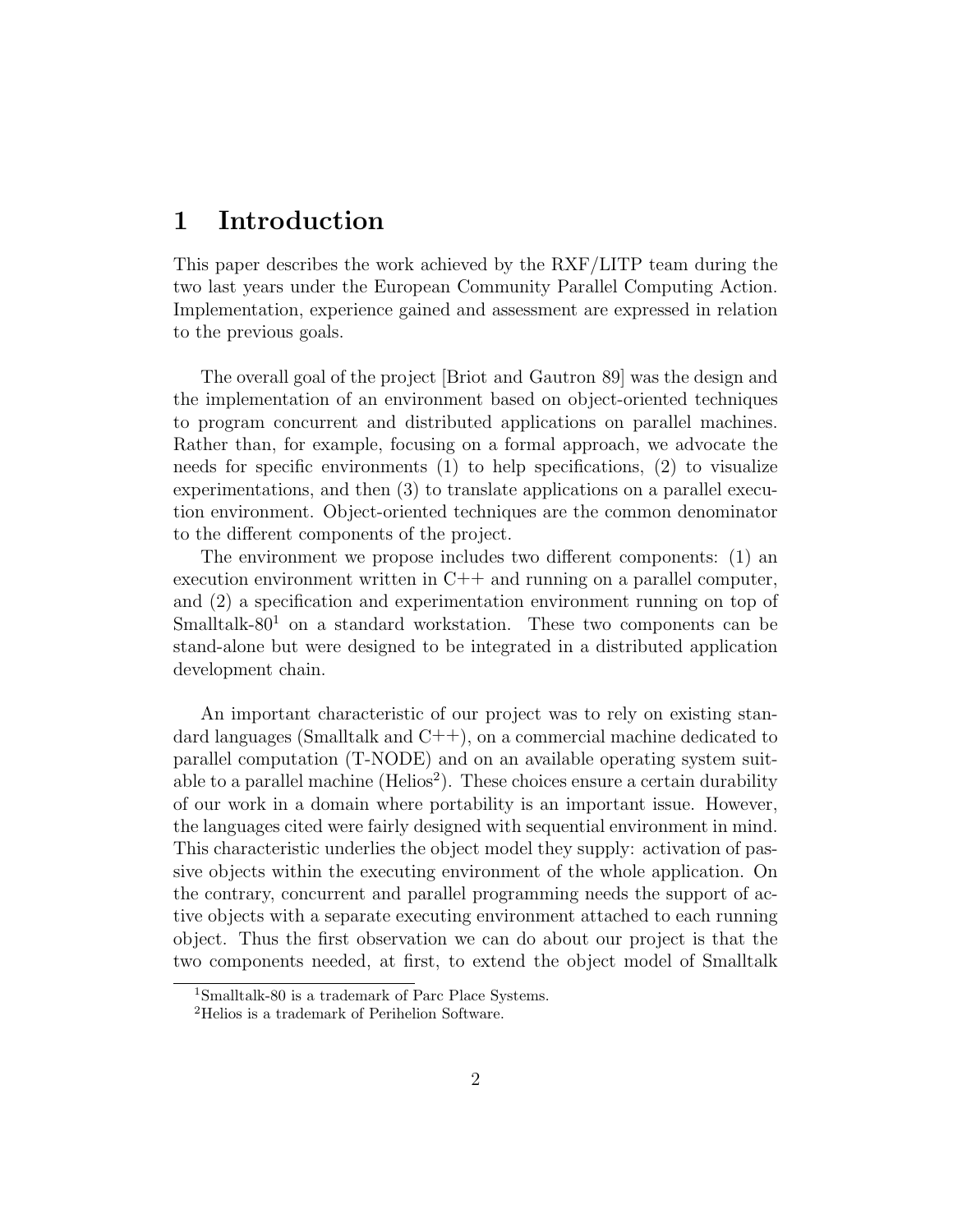# 1 Introduction

This paper describes the work achieved by the RXF/LITP team during the two last years under the European Community Parallel Computing Action. Implementation, experience gained and assessment are expressed in relation to the previous goals.

The overall goal of the project [Briot and Gautron 89] was the design and the implementation of an environment based on object-oriented techniques to program concurrent and distributed applications on parallel machines. Rather than, for example, focusing on a formal approach, we advocate the needs for specific environments (1) to help specifications, (2) to visualize experimentations, and then (3) to translate applications on a parallel execution environment. Object-oriented techniques are the common denominator to the different components of the project.

The environment we propose includes two different components: (1) an execution environment written in C++ and running on a parallel computer, and (2) a specification and experimentation environment running on top of Smalltalk-80[1] on a standard workstation. These two components can be stand-alone but were designed to be integrated in a distributed application development chain.

An important characteristic of our project was to rely on existing standard languages (Smalltalk and C++), on a commercial machine dedicated to parallel computation (T-NODE) and on an available operating system suitable to a parallel machine (Helios[2]). These choices ensure a certain durability of our work in a domain where portability is an important issue. However, the languages cited were fairly designed with sequential environment in mind. This characteristic underlies the object model they supply: activation of passive objects within the executing environment of the whole application. On the contrary, concurrent and parallel programming needs the support of active objects with a separate executing environment attached to each running object. Thus the first observation we can do about our project is that the two components needed, at first, to extend the object model of Smalltalk

[1] Smalltalk-80 is a trademark of Parc Place Systems.

[2] Helios is a trademark of Perihelion Software.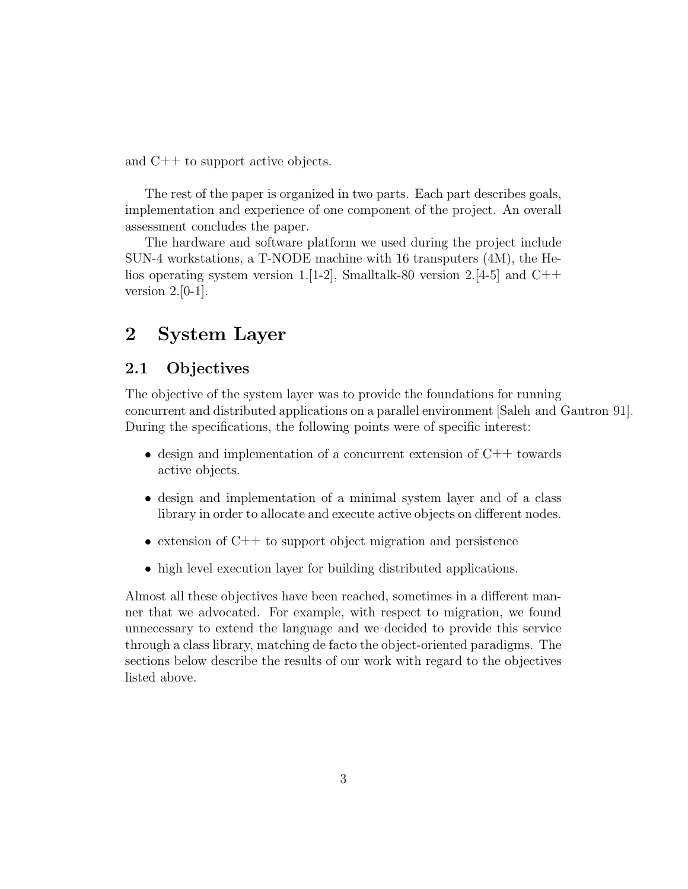and C++ to support active objects.

The rest of the paper is organized in two parts. Each part describes goals, implementation and experience of one component of the project. An overall assessment concludes the paper.

The hardware and software platform we used during the project include SUN-4 workstations, a T-NODE machine with 16 transputers (4M), the Helios operating system version 1.[1-2], Smalltalk-80 version 2.[4-5] and C++ version 2.[0-1].

# 2 System Layer

## 2.1 Objectives

The objective of the system layer was to provide the foundations for running concurrent and distributed applications on a parallel environment [Saleh and Gautron 91]. During the specifications, the following points were of specific interest:

- design and implementation of a concurrent extension of C++ towards active objects.
- design and implementation of a minimal system layer and of a class library in order to allocate and execute active objects on different nodes.
- extension of C++ to support object migration and persistence
- high level execution layer for building distributed applications.

Almost all these objectives have been reached, sometimes in a different manner that we advocated. For example, with respect to migration, we found unnecessary to extend the language and we decided to provide this service through a class library, matching de facto the object-oriented paradigms. The sections below describe the results of our work with regard to the objectives listed above.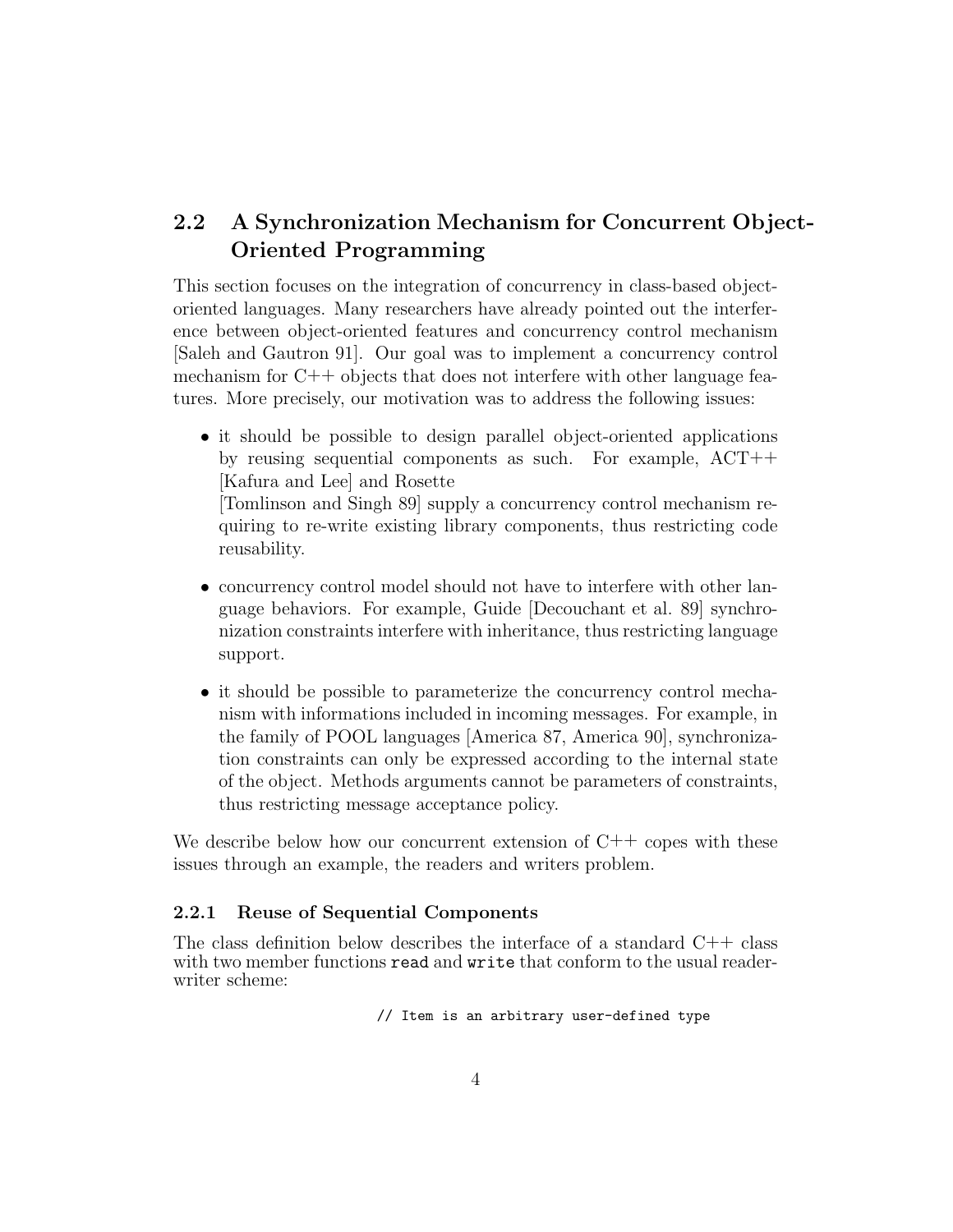## 2.2 A Synchronization Mechanism for Concurrent Object-Oriented Programming

This section focuses on the integration of concurrency in class-based object-oriented languages. Many researchers have already pointed out the interference between object-oriented features and concurrency control mechanism [Saleh and Gautron 91]. Our goal was to implement a concurrency control mechanism for C++ objects that does not interfere with other language features. More precisely, our motivation was to address the following issues:

- it should be possible to design parallel object-oriented applications by reusing sequential components as such. For example, ACT++ [Kafura and Lee] and Rosette [Tomlinson and Singh 89] supply a concurrency control mechanism requiring to re-write existing library components, thus restricting code reusability.
- concurrency control model should not have to interfere with other language behaviors. For example, Guide [Decouchant et al. 89] synchronization constraints interfere with inheritance, thus restricting language support.
- it should be possible to parameterize the concurrency control mechanism with informations included in incoming messages. For example, in the family of POOL languages [America 87, America 90], synchronization constraints can only be expressed according to the internal state of the object. Methods arguments cannot be parameters of constraints, thus restricting message acceptance policy.

We describe below how our concurrent extension of C++ copes with these issues through an example, the readers and writers problem.

### 2.2.1 Reuse of Sequential Components

The class definition below describes the interface of a standard C++ class with two member functions `read` and `write` that conform to the usual reader-writer scheme:

```
// Item is an arbitrary user-defined type
```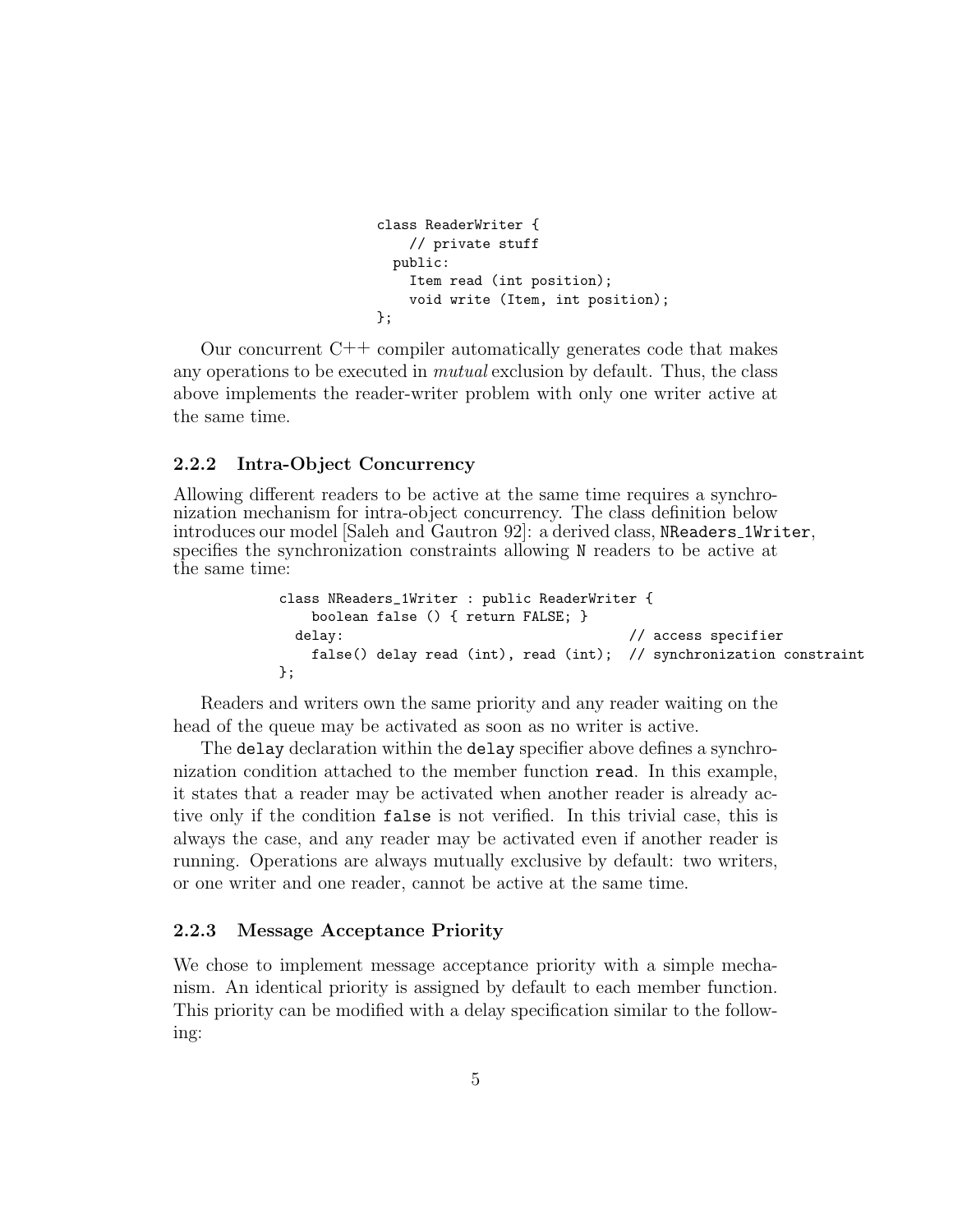```
class ReaderWriter {
    // private stuff
  public:
    Item read (int position);
    void write (Item, int position);
};
```

Our concurrent C++ compiler automatically generates code that makes any operations to be executed in *mutual* exclusion by default. Thus, the class above implements the reader-writer problem with only one writer active at the same time.

### 2.2.2 Intra-Object Concurrency

Allowing different readers to be active at the same time requires a synchronization mechanism for intra-object concurrency. The class definition below introduces our model [Saleh and Gautron 92]: a derived class, `NReaders_1Writer`, specifies the synchronization constraints allowing `N` readers to be active at the same time:

```
class NReaders_1Writer : public ReaderWriter {
    boolean false () { return FALSE; }
  delay:                                    // access specifier
    false() delay read (int), read (int);  // synchronization constraint
};
```

Readers and writers own the same priority and any reader waiting on the head of the queue may be activated as soon as no writer is active.

The `delay` declaration within the `delay` specifier above defines a synchronization condition attached to the member function `read`. In this example, it states that a reader may be activated when another reader is already active only if the condition `false` is not verified. In this trivial case, this is always the case, and any reader may be activated even if another reader is running. Operations are always mutually exclusive by default: two writers, or one writer and one reader, cannot be active at the same time.

### 2.2.3 Message Acceptance Priority

We chose to implement message acceptance priority with a simple mechanism. An identical priority is assigned by default to each member function. This priority can be modified with a delay specification similar to the following: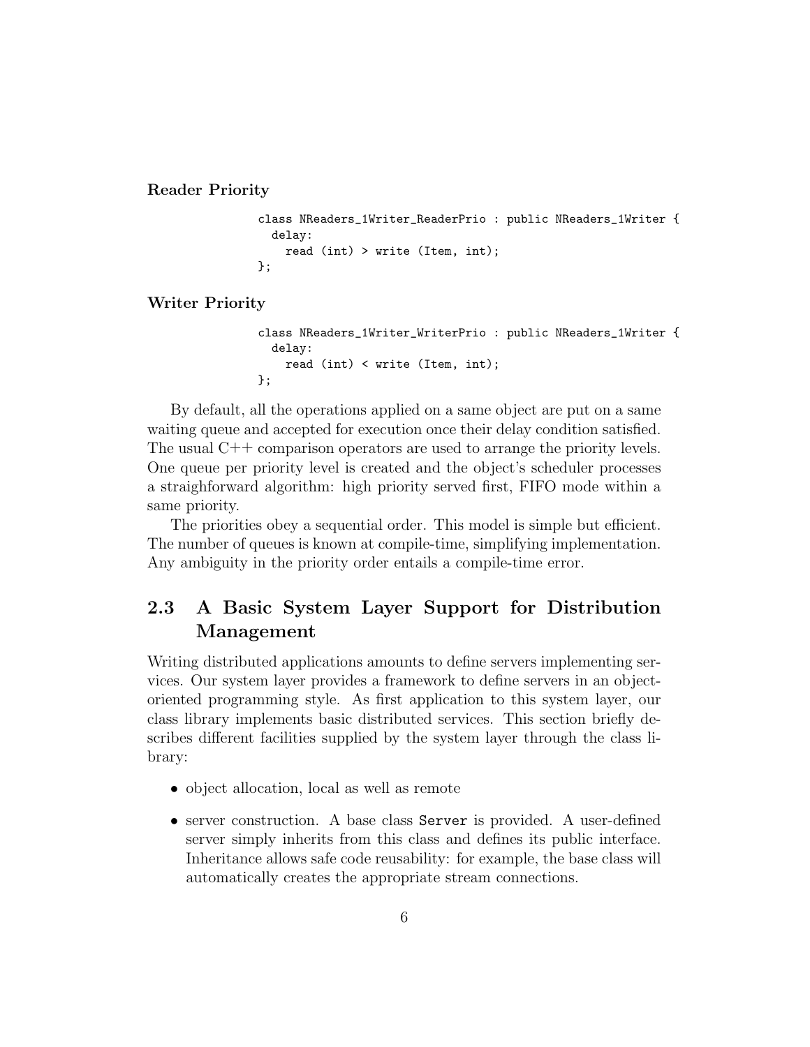**Reader Priority**

```
class NReaders_1Writer_ReaderPrio : public NReaders_1Writer {
  delay:
    read (int) > write (Item, int);
};
```

**Writer Priority**

```
class NReaders_1Writer_WriterPrio : public NReaders_1Writer {
  delay:
    read (int) < write (Item, int);
};
```

By default, all the operations applied on a same object are put on a same waiting queue and accepted for execution once their delay condition satisfied. The usual C++ comparison operators are used to arrange the priority levels. One queue per priority level is created and the object's scheduler processes a straighforward algorithm: high priority served first, FIFO mode within a same priority.

The priorities obey a sequential order. This model is simple but efficient. The number of queues is known at compile-time, simplifying implementation. Any ambiguity in the priority order entails a compile-time error.

## 2.3 A Basic System Layer Support for Distribution Management

Writing distributed applications amounts to define servers implementing services. Our system layer provides a framework to define servers in an object-oriented programming style. As first application to this system layer, our class library implements basic distributed services. This section briefly describes different facilities supplied by the system layer through the class library:

- object allocation, local as well as remote
- server construction. A base class `Server` is provided. A user-defined server simply inherits from this class and defines its public interface. Inheritance allows safe code reusability: for example, the base class will automatically creates the appropriate stream connections.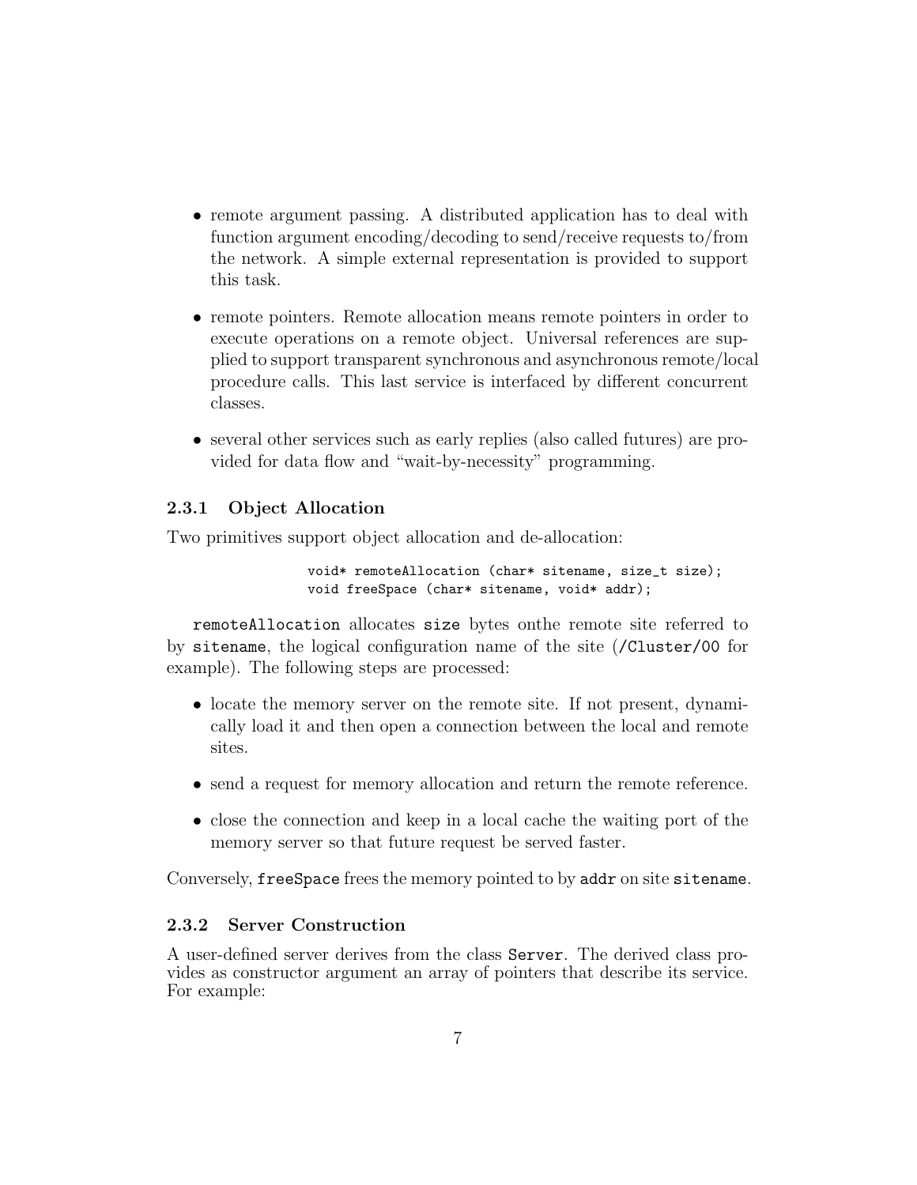- remote argument passing. A distributed application has to deal with function argument encoding/decoding to send/receive requests to/from the network. A simple external representation is provided to support this task.
- remote pointers. Remote allocation means remote pointers in order to execute operations on a remote object. Universal references are supplied to support transparent synchronous and asynchronous remote/local procedure calls. This last service is interfaced by different concurrent classes.
- several other services such as early replies (also called futures) are provided for data flow and "wait-by-necessity" programming.

### 2.3.1 Object Allocation

Two primitives support object allocation and de-allocation:

```
void* remoteAllocation (char* sitename, size_t size);
void freeSpace (char* sitename, void* addr);
```

`remoteAllocation` allocates `size` bytes onthe remote site referred to by `sitename`, the logical configuration name of the site (`/Cluster/00` for example). The following steps are processed:

- locate the memory server on the remote site. If not present, dynamically load it and then open a connection between the local and remote sites.
- send a request for memory allocation and return the remote reference.
- close the connection and keep in a local cache the waiting port of the memory server so that future request be served faster.

Conversely, `freeSpace` frees the memory pointed to by `addr` on site `sitename`.

### 2.3.2 Server Construction

A user-defined server derives from the class `Server`. The derived class provides as constructor argument an array of pointers that describe its service. For example: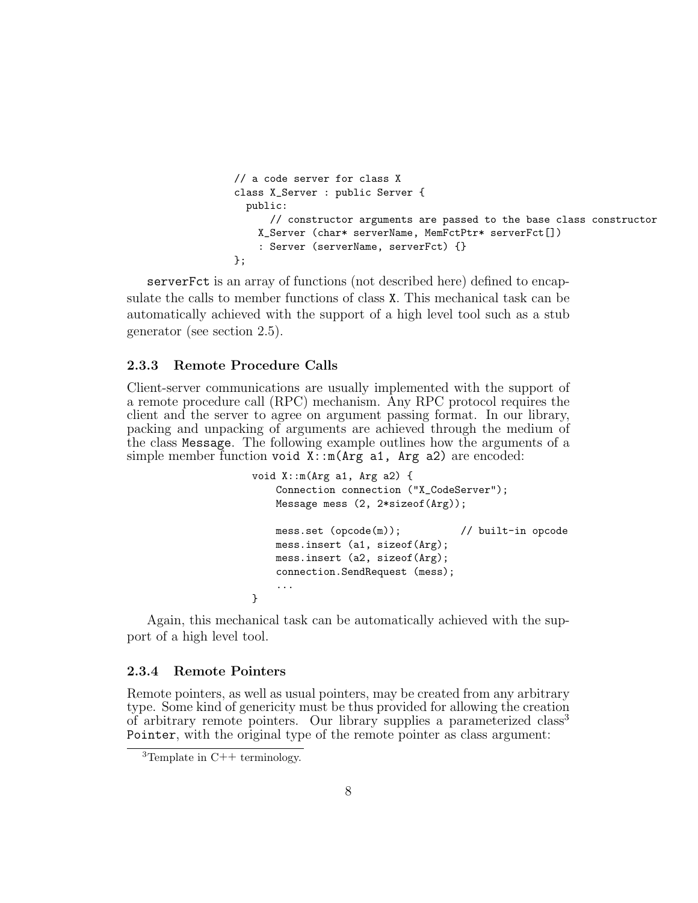```
// a code server for class X
class X_Server : public Server {
  public:
      // constructor arguments are passed to the base class constructor
    X_Server (char* serverName, MemFctPtr* serverFct[])
    : Server (serverName, serverFct) {}
};
```

`serverFct` is an array of functions (not described here) defined to encapsulate the calls to member functions of class `X`. This mechanical task can be automatically achieved with the support of a high level tool such as a stub generator (see section 2.5).

### 2.3.3 Remote Procedure Calls

Client-server communications are usually implemented with the support of a remote procedure call (RPC) mechanism. Any RPC protocol requires the client and the server to agree on argument passing format. In our library, packing and unpacking of arguments are achieved through the medium of the class `Message`. The following example outlines how the arguments of a simple member function `void X::m(Arg a1, Arg a2)` are encoded:

```
void X::m(Arg a1, Arg a2) {
    Connection connection ("X_CodeServer");
    Message mess (2, 2*sizeof(Arg));

    mess.set (opcode(m));          // built-in opcode
    mess.insert (a1, sizeof(Arg);
    mess.insert (a2, sizeof(Arg);
    connection.SendRequest (mess);
    ...
}
```

Again, this mechanical task can be automatically achieved with the support of a high level tool.

### 2.3.4 Remote Pointers

Remote pointers, as well as usual pointers, may be created from any arbitrary type. Some kind of genericity must be thus provided for allowing the creation of arbitrary remote pointers. Our library supplies a parameterized class[3] `Pointer`, with the original type of the remote pointer as class argument:

[3] Template in C++ terminology.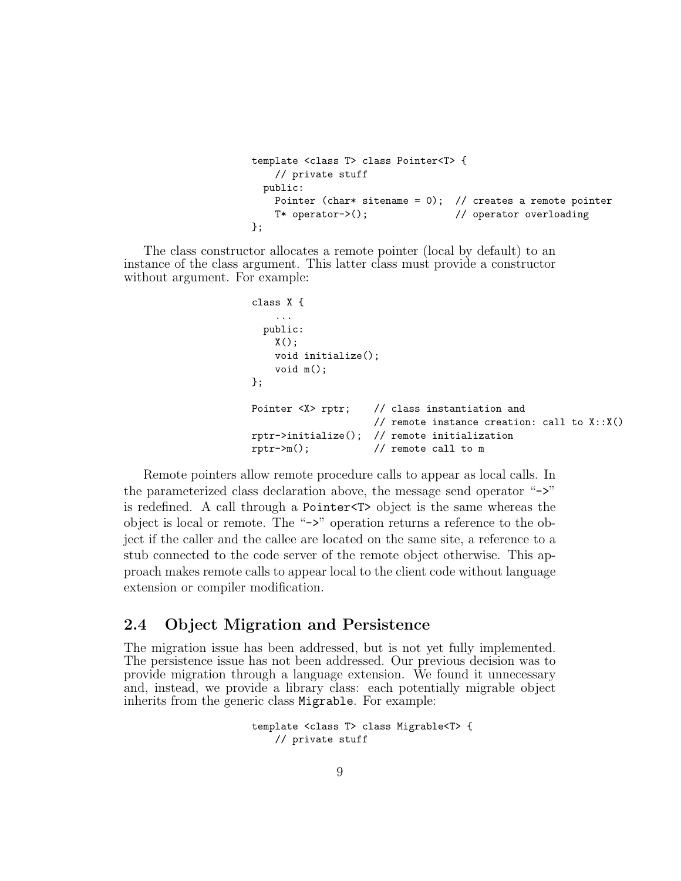```
template <class T> class Pointer<T> {
    // private stuff
  public:
    Pointer (char* sitename = 0);  // creates a remote pointer
    T* operator->();               // operator overloading
};
```

The class constructor allocates a remote pointer (local by default) to an instance of the class argument. This latter class must provide a constructor without argument. For example:

```
class X {
    ...
  public:
    X();
    void initialize();
    void m();
};

Pointer <X> rptr;    // class instantiation and
                     // remote instance creation: call to X::X()
rptr->initialize();  // remote initialization
rptr->m();           // remote call to m
```

Remote pointers allow remote procedure calls to appear as local calls. In the parameterized class declaration above, the message send operator "`->`" is redefined. A call through a `Pointer<T>` object is the same whereas the object is local or remote. The "`->`" operation returns a reference to the object if the caller and the callee are located on the same site, a reference to a stub connected to the code server of the remote object otherwise. This approach makes remote calls to appear local to the client code without language extension or compiler modification.

## 2.4 Object Migration and Persistence

The migration issue has been addressed, but is not yet fully implemented. The persistence issue has not been addressed. Our previous decision was to provide migration through a language extension. We found it unnecessary and, instead, we provide a library class: each potentially migrable object inherits from the generic class `Migrable`. For example:

```
template <class T> class Migrable<T> {
    // private stuff
```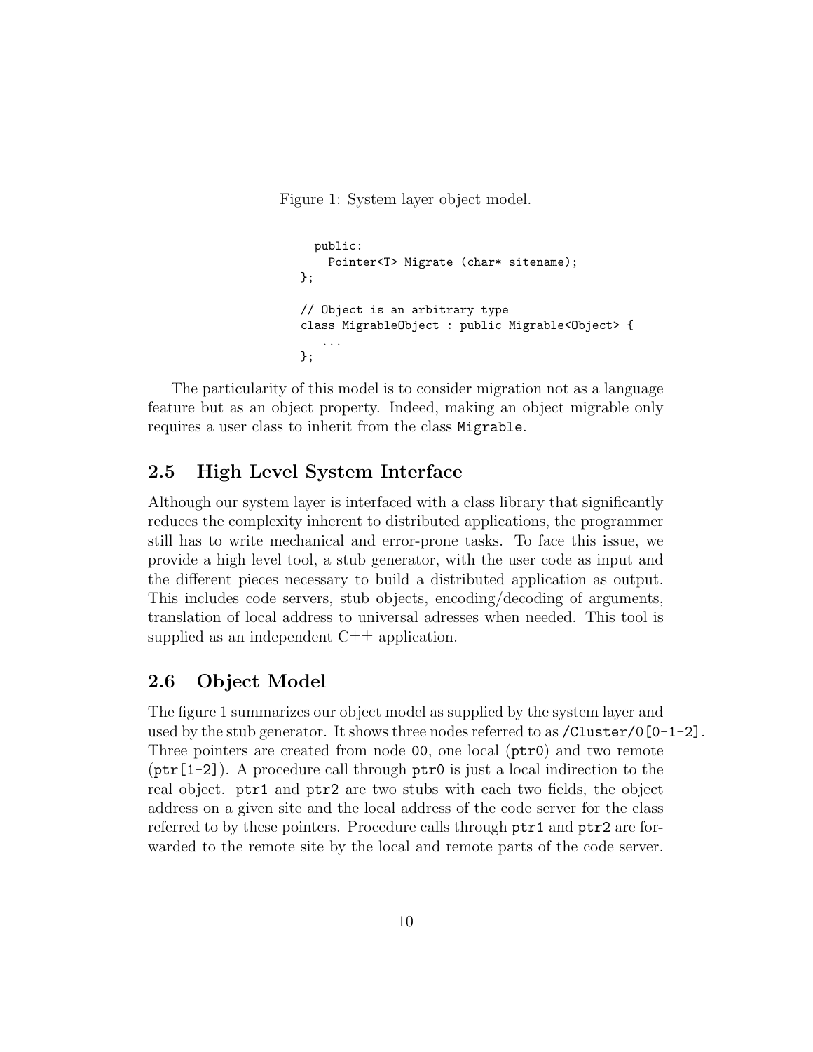Figure 1: System layer object model.

```
  public:
    Pointer<T> Migrate (char* sitename);
};

// Object is an arbitrary type
class MigrableObject : public Migrable<Object> {
   ...
};
```

The particularity of this model is to consider migration not as a language feature but as an object property. Indeed, making an object migrable only requires a user class to inherit from the class `Migrable`.

## 2.5 High Level System Interface

Although our system layer is interfaced with a class library that significantly reduces the complexity inherent to distributed applications, the programmer still has to write mechanical and error-prone tasks. To face this issue, we provide a high level tool, a stub generator, with the user code as input and the different pieces necessary to build a distributed application as output. This includes code servers, stub objects, encoding/decoding of arguments, translation of local address to universal adresses when needed. This tool is supplied as an independent C++ application.

## 2.6 Object Model

The figure 1 summarizes our object model as supplied by the system layer and used by the stub generator. It shows three nodes referred to as `/Cluster/0[0-1-2]`. Three pointers are created from node `00`, one local (`ptr0`) and two remote (`ptr[1-2]`). A procedure call through `ptr0` is just a local indirection to the real object. `ptr1` and `ptr2` are two stubs with each two fields, the object address on a given site and the local address of the code server for the class referred to by these pointers. Procedure calls through `ptr1` and `ptr2` are forwarded to the remote site by the local and remote parts of the code server.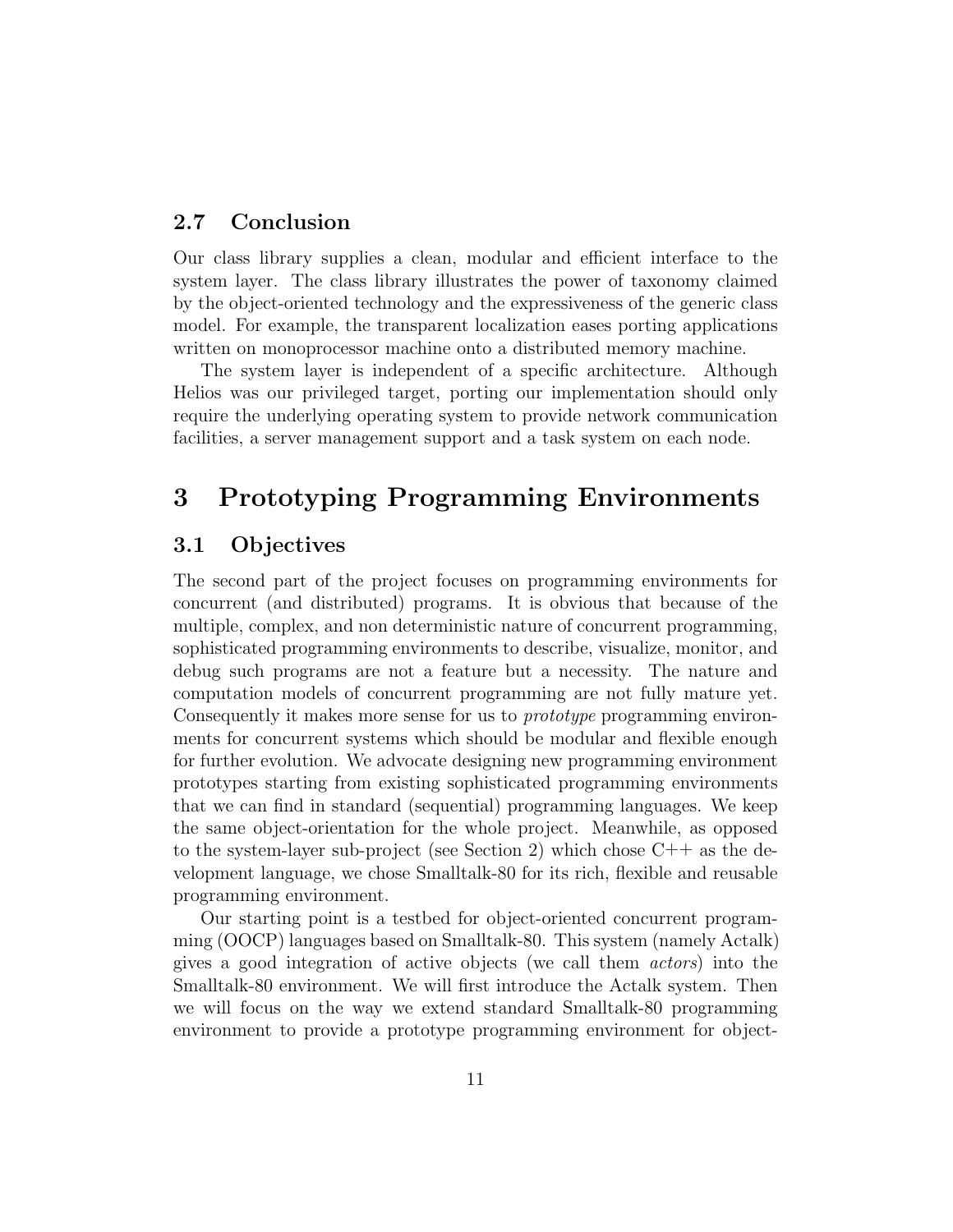### 2.7 Conclusion

Our class library supplies a clean, modular and efficient interface to the system layer. The class library illustrates the power of taxonomy claimed by the object-oriented technology and the expressiveness of the generic class model. For example, the transparent localization eases porting applications written on monoprocessor machine onto a distributed memory machine.

The system layer is independent of a specific architecture. Although Helios was our privileged target, porting our implementation should only require the underlying operating system to provide network communication facilities, a server management support and a task system on each node.

## 3 Prototyping Programming Environments

### 3.1 Objectives

The second part of the project focuses on programming environments for concurrent (and distributed) programs. It is obvious that because of the multiple, complex, and non deterministic nature of concurrent programming, sophisticated programming environments to describe, visualize, monitor, and debug such programs are not a feature but a necessity. The nature and computation models of concurrent programming are not fully mature yet. Consequently it makes more sense for us to *prototype* programming environments for concurrent systems which should be modular and flexible enough for further evolution. We advocate designing new programming environment prototypes starting from existing sophisticated programming environments that we can find in standard (sequential) programming languages. We keep the same object-orientation for the whole project. Meanwhile, as opposed to the system-layer sub-project (see Section 2) which chose C++ as the development language, we chose Smalltalk-80 for its rich, flexible and reusable programming environment.

Our starting point is a testbed for object-oriented concurrent programming (OOCP) languages based on Smalltalk-80. This system (namely Actalk) gives a good integration of active objects (we call them *actors*) into the Smalltalk-80 environment. We will first introduce the Actalk system. Then we will focus on the way we extend standard Smalltalk-80 programming environment to provide a prototype programming environment for object-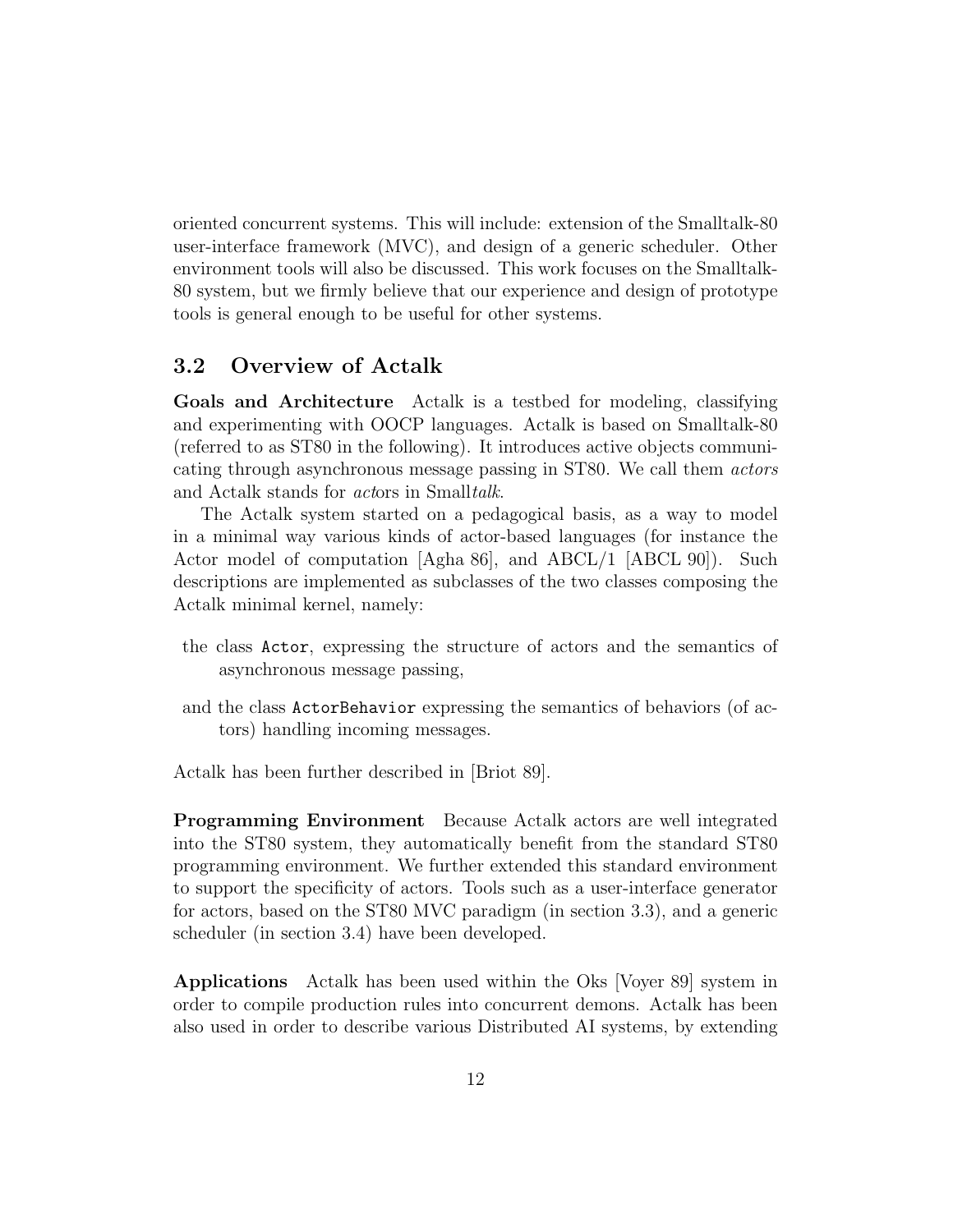oriented concurrent systems. This will include: extension of the Smalltalk-80 user-interface framework (MVC), and design of a generic scheduler. Other environment tools will also be discussed. This work focuses on the Smalltalk-80 system, but we firmly believe that our experience and design of prototype tools is general enough to be useful for other systems.

## 3.2 Overview of Actalk

**Goals and Architecture** Actalk is a testbed for modeling, classifying and experimenting with OOCP languages. Actalk is based on Smalltalk-80 (referred to as ST80 in the following). It introduces active objects communicating through asynchronous message passing in ST80. We call them *actors* and Actalk stands for *act*ors in Small*talk*.

The Actalk system started on a pedagogical basis, as a way to model in a minimal way various kinds of actor-based languages (for instance the Actor model of computation [Agha 86], and ABCL/1 [ABCL 90]). Such descriptions are implemented as subclasses of the two classes composing the Actalk minimal kernel, namely:

- the class `Actor`, expressing the structure of actors and the semantics of asynchronous message passing,
- and the class `ActorBehavior` expressing the semantics of behaviors (of actors) handling incoming messages.

Actalk has been further described in [Briot 89].

**Programming Environment** Because Actalk actors are well integrated into the ST80 system, they automatically benefit from the standard ST80 programming environment. We further extended this standard environment to support the specificity of actors. Tools such as a user-interface generator for actors, based on the ST80 MVC paradigm (in section 3.3), and a generic scheduler (in section 3.4) have been developed.

**Applications** Actalk has been used within the Oks [Voyer 89] system in order to compile production rules into concurrent demons. Actalk has been also used in order to describe various Distributed AI systems, by extending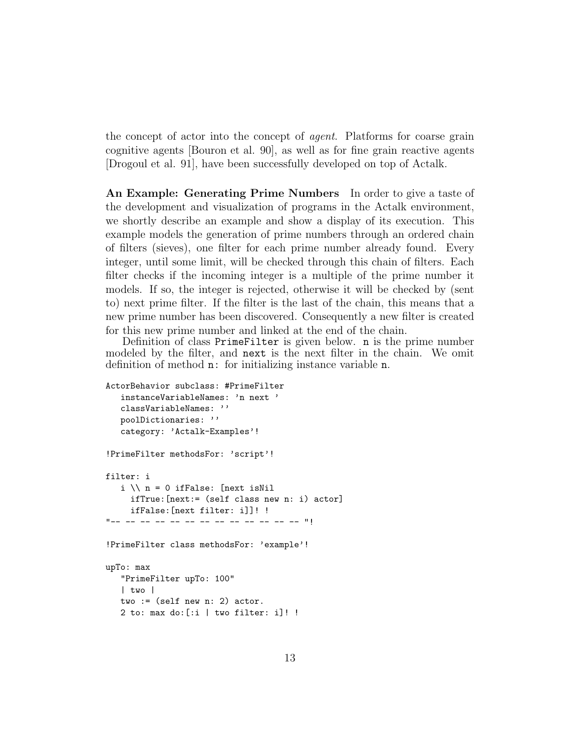the concept of actor into the concept of *agent*. Platforms for coarse grain cognitive agents [Bouron et al. 90], as well as for fine grain reactive agents [Drogoul et al. 91], have been successfully developed on top of Actalk.

**An Example: Generating Prime Numbers** In order to give a taste of the development and visualization of programs in the Actalk environment, we shortly describe an example and show a display of its execution. This example models the generation of prime numbers through an ordered chain of filters (sieves), one filter for each prime number already found. Every integer, until some limit, will be checked through this chain of filters. Each filter checks if the incoming integer is a multiple of the prime number it models. If so, the integer is rejected, otherwise it will be checked by (sent to) next prime filter. If the filter is the last of the chain, this means that a new prime number has been discovered. Consequently a new filter is created for this new prime number and linked at the end of the chain.

Definition of class `PrimeFilter` is given below. `n` is the prime number modeled by the filter, and `next` is the next filter in the chain. We omit definition of method `n:` for initializing instance variable `n`.

```
ActorBehavior subclass: #PrimeFilter
   instanceVariableNames: 'n next '
   classVariableNames: ''
   poolDictionaries: ''
   category: 'Actalk-Examples'!

!PrimeFilter methodsFor: 'script'!

filter: i
   i \\ n = 0 ifFalse: [next isNil
     ifTrue:[next:= (self class new n: i) actor]
     ifFalse:[next filter: i]]! !
"-- -- -- -- -- -- -- -- -- -- -- -- -- "!

!PrimeFilter class methodsFor: 'example'!

upTo: max
   "PrimeFilter upTo: 100"
   | two |
   two := (self new n: 2) actor.
   2 to: max do:[:i | two filter: i]! !
```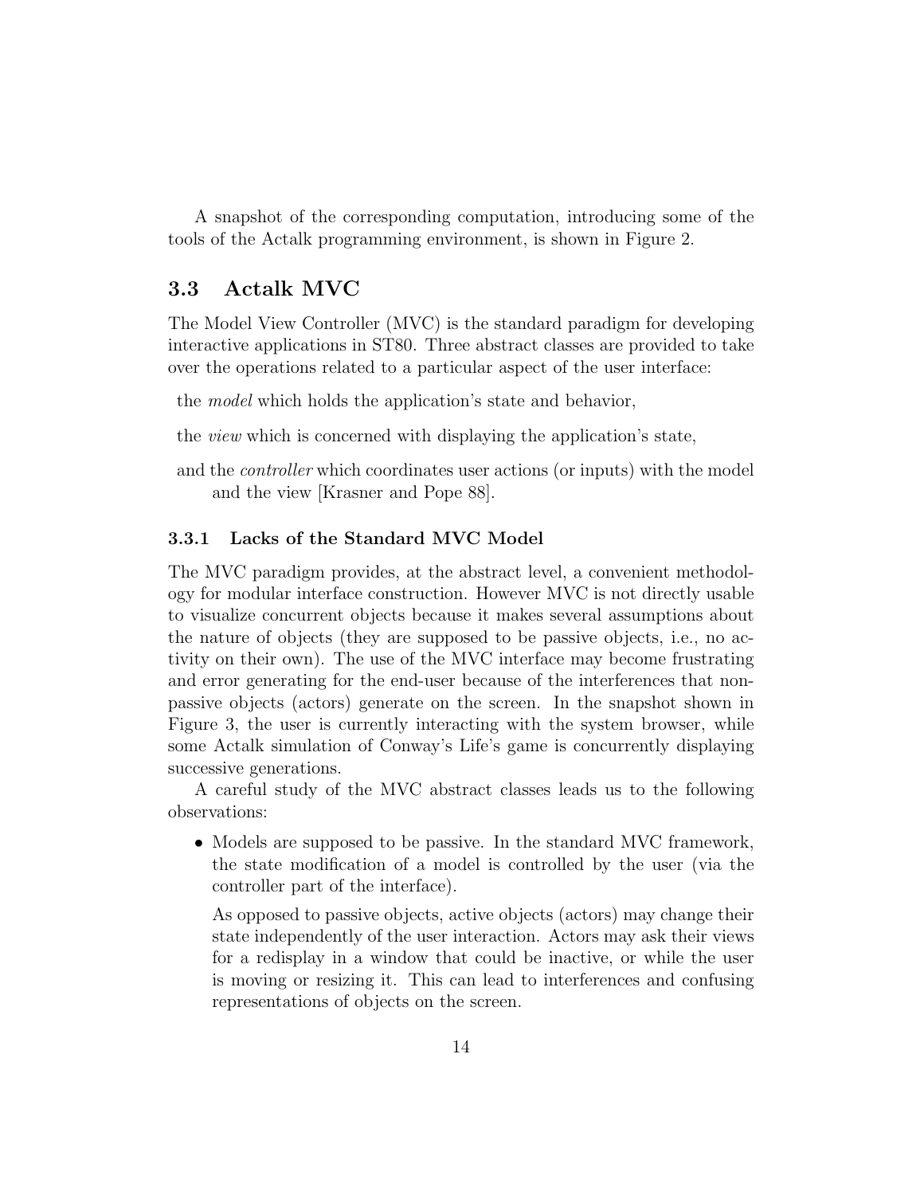A snapshot of the corresponding computation, introducing some of the tools of the Actalk programming environment, is shown in Figure 2.

## 3.3 Actalk MVC

The Model View Controller (MVC) is the standard paradigm for developing interactive applications in ST80. Three abstract classes are provided to take over the operations related to a particular aspect of the user interface:

the *model* which holds the application's state and behavior,

the *view* which is concerned with displaying the application's state,

and the *controller* which coordinates user actions (or inputs) with the model and the view [Krasner and Pope 88].

### 3.3.1 Lacks of the Standard MVC Model

The MVC paradigm provides, at the abstract level, a convenient methodology for modular interface construction. However MVC is not directly usable to visualize concurrent objects because it makes several assumptions about the nature of objects (they are supposed to be passive objects, i.e., no activity on their own). The use of the MVC interface may become frustrating and error generating for the end-user because of the interferences that non-passive objects (actors) generate on the screen. In the snapshot shown in Figure 3, the user is currently interacting with the system browser, while some Actalk simulation of Conway's Life's game is concurrently displaying successive generations.

A careful study of the MVC abstract classes leads us to the following observations:

- Models are supposed to be passive. In the standard MVC framework, the state modification of a model is controlled by the user (via the controller part of the interface).

  As opposed to passive objects, active objects (actors) may change their state independently of the user interaction. Actors may ask their views for a redisplay in a window that could be inactive, or while the user is moving or resizing it. This can lead to interferences and confusing representations of objects on the screen.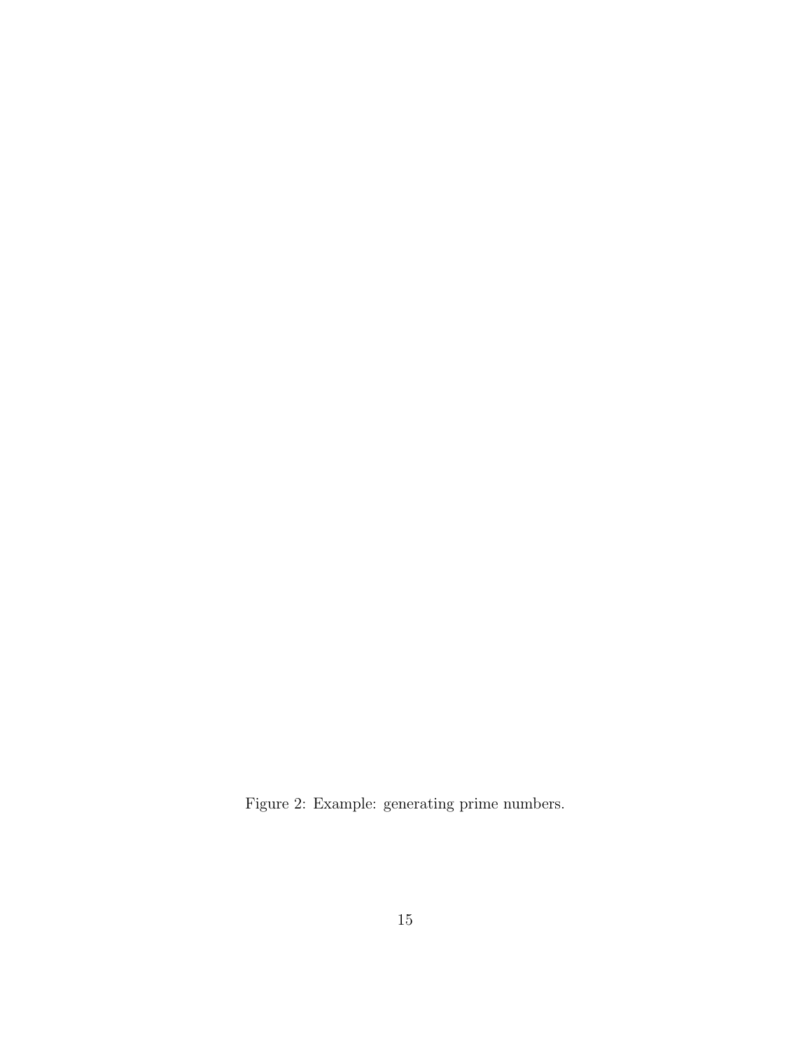Figure 2: Example: generating prime numbers.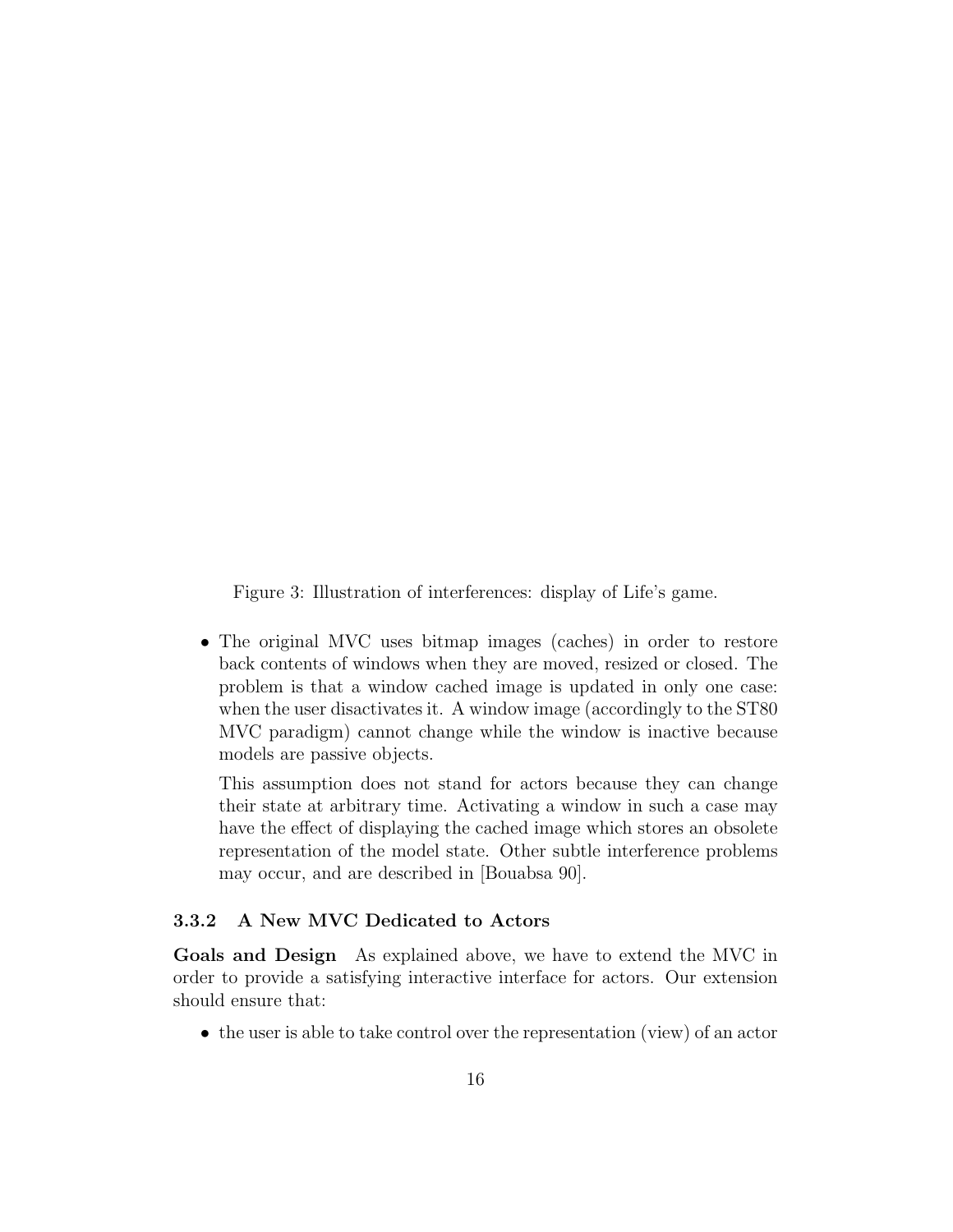Figure 3: Illustration of interferences: display of Life's game.

- The original MVC uses bitmap images (caches) in order to restore back contents of windows when they are moved, resized or closed. The problem is that a window cached image is updated in only one case: when the user disactivates it. A window image (accordingly to the ST80 MVC paradigm) cannot change while the window is inactive because models are passive objects.

  This assumption does not stand for actors because they can change their state at arbitrary time. Activating a window in such a case may have the effect of displaying the cached image which stores an obsolete representation of the model state. Other subtle interference problems may occur, and are described in [Bouabsa 90].

### 3.3.2 A New MVC Dedicated to Actors

**Goals and Design** As explained above, we have to extend the MVC in order to provide a satisfying interactive interface for actors. Our extension should ensure that:

- the user is able to take control over the representation (view) of an actor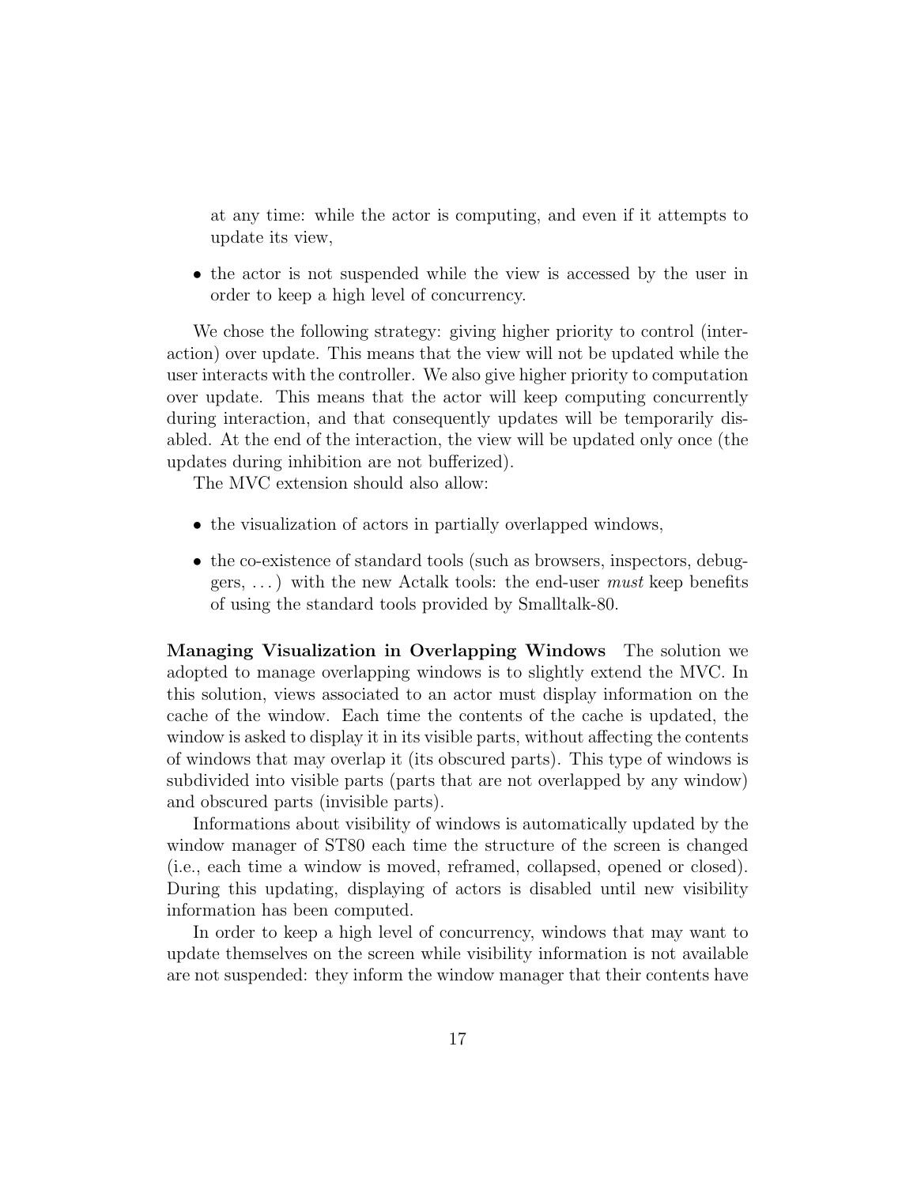at any time: while the actor is computing, and even if it attempts to update its view,

- the actor is not suspended while the view is accessed by the user in order to keep a high level of concurrency.

We chose the following strategy: giving higher priority to control (interaction) over update. This means that the view will not be updated while the user interacts with the controller. We also give higher priority to computation over update. This means that the actor will keep computing concurrently during interaction, and that consequently updates will be temporarily disabled. At the end of the interaction, the view will be updated only once (the updates during inhibition are not bufferized).

The MVC extension should also allow:

- the visualization of actors in partially overlapped windows,
- the co-existence of standard tools (such as browsers, inspectors, debuggers, ...) with the new Actalk tools: the end-user *must* keep benefits of using the standard tools provided by Smalltalk-80.

**Managing Visualization in Overlapping Windows** The solution we adopted to manage overlapping windows is to slightly extend the MVC. In this solution, views associated to an actor must display information on the cache of the window. Each time the contents of the cache is updated, the window is asked to display it in its visible parts, without affecting the contents of windows that may overlap it (its obscured parts). This type of windows is subdivided into visible parts (parts that are not overlapped by any window) and obscured parts (invisible parts).

Informations about visibility of windows is automatically updated by the window manager of ST80 each time the structure of the screen is changed (i.e., each time a window is moved, reframed, collapsed, opened or closed). During this updating, displaying of actors is disabled until new visibility information has been computed.

In order to keep a high level of concurrency, windows that may want to update themselves on the screen while visibility information is not available are not suspended: they inform the window manager that their contents have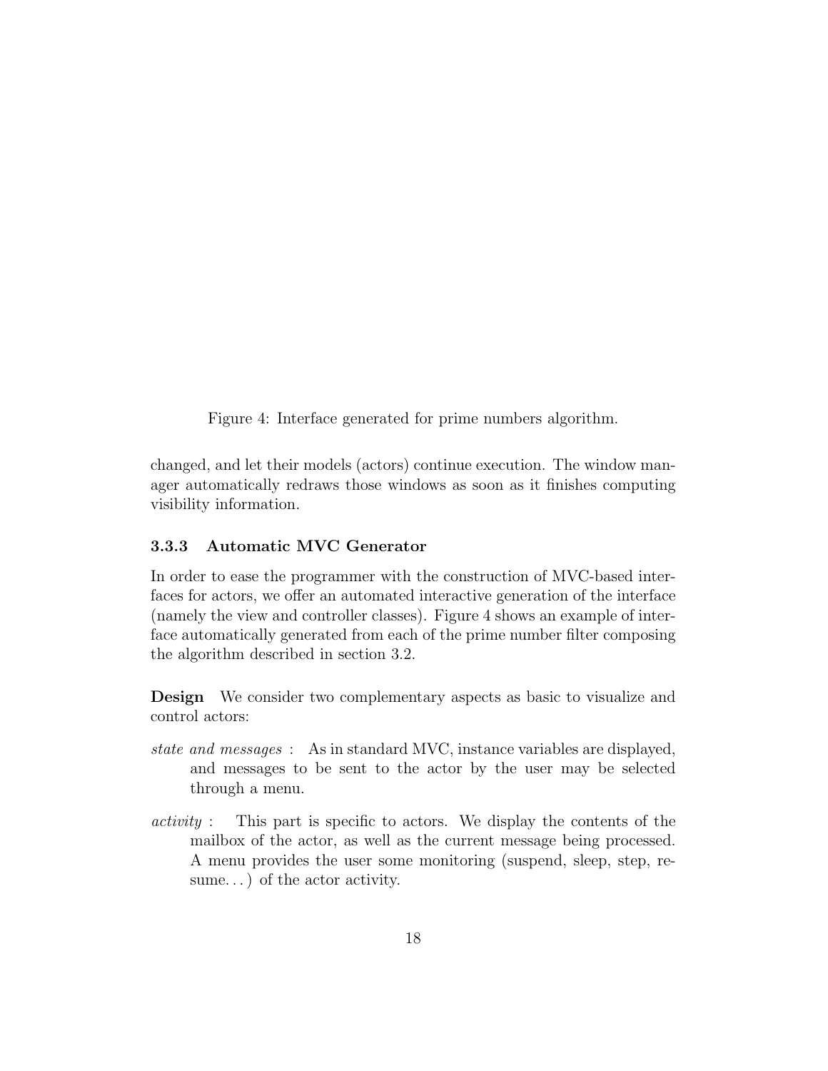Figure 4: Interface generated for prime numbers algorithm.

changed, and let their models (actors) continue execution. The window manager automatically redraws those windows as soon as it finishes computing visibility information.

### 3.3.3 Automatic MVC Generator

In order to ease the programmer with the construction of MVC-based interfaces for actors, we offer an automated interactive generation of the interface (namely the view and controller classes). Figure 4 shows an example of interface automatically generated from each of the prime number filter composing the algorithm described in section 3.2.

**Design** We consider two complementary aspects as basic to visualize and control actors:

*state and messages* : As in standard MVC, instance variables are displayed, and messages to be sent to the actor by the user may be selected through a menu.

*activity* : This part is specific to actors. We display the contents of the mailbox of the actor, as well as the current message being processed. A menu provides the user some monitoring (suspend, sleep, step, resume. . . ) of the actor activity.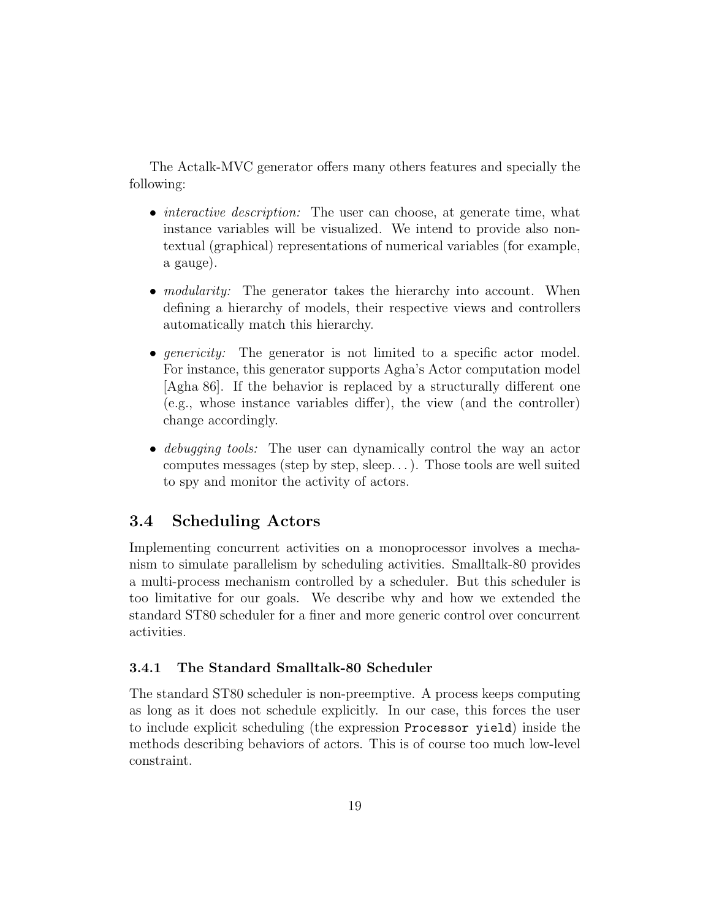The Actalk-MVC generator offers many others features and specially the following:

- *interactive description:* The user can choose, at generate time, what instance variables will be visualized. We intend to provide also non-textual (graphical) representations of numerical variables (for example, a gauge).

- *modularity:* The generator takes the hierarchy into account. When defining a hierarchy of models, their respective views and controllers automatically match this hierarchy.

- *genericity:* The generator is not limited to a specific actor model. For instance, this generator supports Agha's Actor computation model [Agha 86]. If the behavior is replaced by a structurally different one (e.g., whose instance variables differ), the view (and the controller) change accordingly.

- *debugging tools:* The user can dynamically control the way an actor computes messages (step by step, sleep...). Those tools are well suited to spy and monitor the activity of actors.

## 3.4 Scheduling Actors

Implementing concurrent activities on a monoprocessor involves a mechanism to simulate parallelism by scheduling activities. Smalltalk-80 provides a multi-process mechanism controlled by a scheduler. But this scheduler is too limitative for our goals. We describe why and how we extended the standard ST80 scheduler for a finer and more generic control over concurrent activities.

### 3.4.1 The Standard Smalltalk-80 Scheduler

The standard ST80 scheduler is non-preemptive. A process keeps computing as long as it does not schedule explicitly. In our case, this forces the user to include explicit scheduling (the expression `Processor yield`) inside the methods describing behaviors of actors. This is of course too much low-level constraint.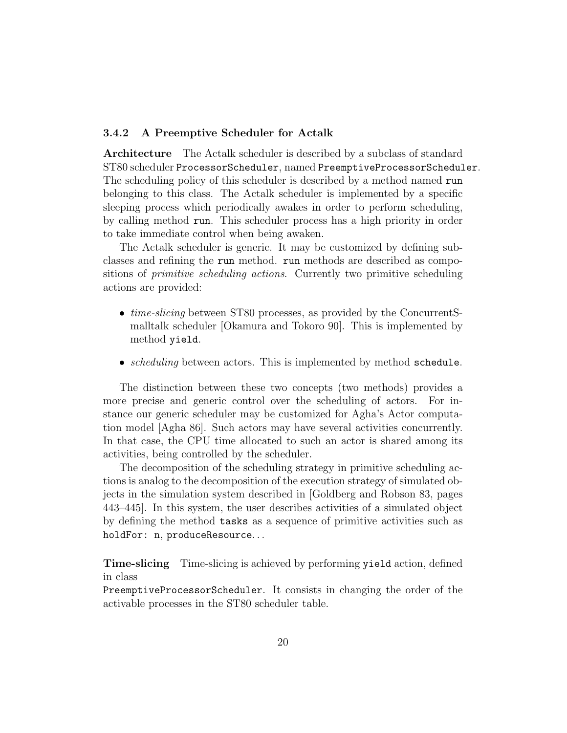### 3.4.2 A Preemptive Scheduler for Actalk

**Architecture** The Actalk scheduler is described by a subclass of standard ST80 scheduler `ProcessorScheduler`, named `PreemptiveProcessorScheduler`. The scheduling policy of this scheduler is described by a method named `run` belonging to this class. The Actalk scheduler is implemented by a specific sleeping process which periodically awakes in order to perform scheduling, by calling method `run`. This scheduler process has a high priority in order to take immediate control when being awaken.

The Actalk scheduler is generic. It may be customized by defining subclasses and refining the `run` method. `run` methods are described as compositions of *primitive scheduling actions*. Currently two primitive scheduling actions are provided:

- *time-slicing* between ST80 processes, as provided by the ConcurrentSmalltalk scheduler [Okamura and Tokoro 90]. This is implemented by method `yield`.
- *scheduling* between actors. This is implemented by method `schedule`.

The distinction between these two concepts (two methods) provides a more precise and generic control over the scheduling of actors. For instance our generic scheduler may be customized for Agha's Actor computation model [Agha 86]. Such actors may have several activities concurrently. In that case, the CPU time allocated to such an actor is shared among its activities, being controlled by the scheduler.

The decomposition of the scheduling strategy in primitive scheduling actions is analog to the decomposition of the execution strategy of simulated objects in the simulation system described in [Goldberg and Robson 83, pages 443–445]. In this system, the user describes activities of a simulated object by defining the method `tasks` as a sequence of primitive activities such as `holdFor: n`, `produceResource`...

**Time-slicing** Time-slicing is achieved by performing `yield` action, defined in class `PreemptiveProcessorScheduler`. It consists in changing the order of the activable processes in the ST80 scheduler table.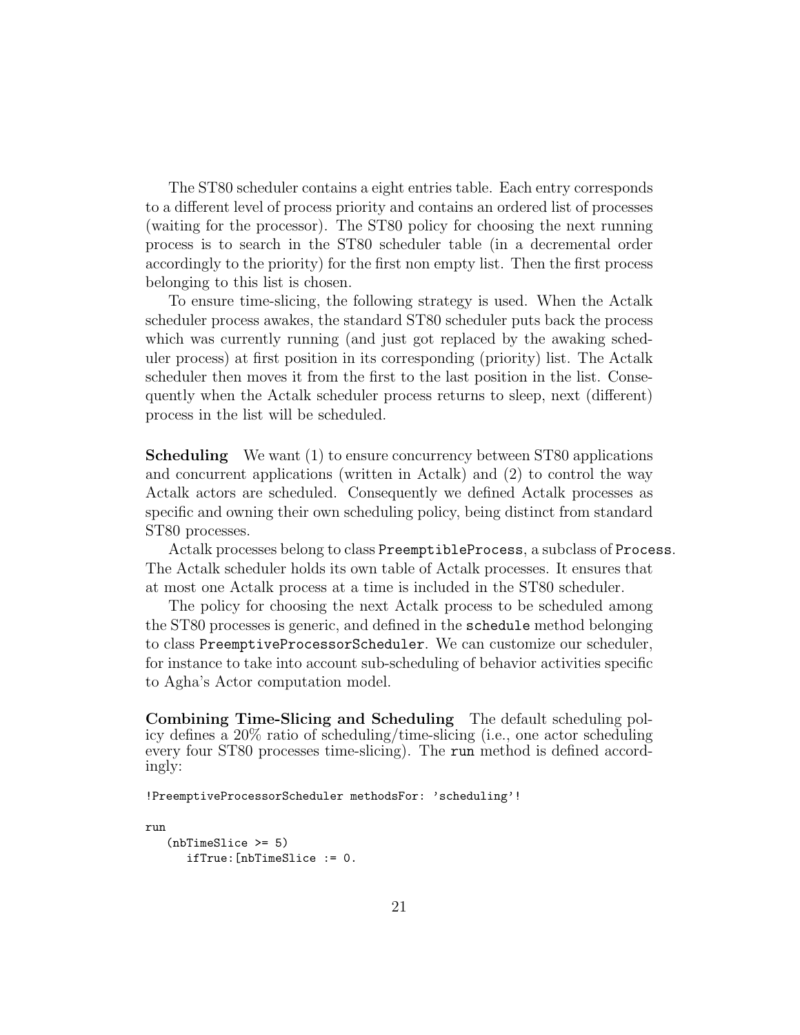The ST80 scheduler contains a eight entries table. Each entry corresponds to a different level of process priority and contains an ordered list of processes (waiting for the processor). The ST80 policy for choosing the next running process is to search in the ST80 scheduler table (in a decremental order accordingly to the priority) for the first non empty list. Then the first process belonging to this list is chosen.

To ensure time-slicing, the following strategy is used. When the Actalk scheduler process awakes, the standard ST80 scheduler puts back the process which was currently running (and just got replaced by the awaking scheduler process) at first position in its corresponding (priority) list. The Actalk scheduler then moves it from the first to the last position in the list. Consequently when the Actalk scheduler process returns to sleep, next (different) process in the list will be scheduled.

**Scheduling** We want (1) to ensure concurrency between ST80 applications and concurrent applications (written in Actalk) and (2) to control the way Actalk actors are scheduled. Consequently we defined Actalk processes as specific and owning their own scheduling policy, being distinct from standard ST80 processes.

Actalk processes belong to class `PreemptibleProcess`, a subclass of `Process`. The Actalk scheduler holds its own table of Actalk processes. It ensures that at most one Actalk process at a time is included in the ST80 scheduler.

The policy for choosing the next Actalk process to be scheduled among the ST80 processes is generic, and defined in the `schedule` method belonging to class `PreemptiveProcessorScheduler`. We can customize our scheduler, for instance to take into account sub-scheduling of behavior activities specific to Agha's Actor computation model.

**Combining Time-Slicing and Scheduling** The default scheduling policy defines a 20% ratio of scheduling/time-slicing (i.e., one actor scheduling every four ST80 processes time-slicing). The `run` method is defined accordingly:

```
!PreemptiveProcessorScheduler methodsFor: 'scheduling'!

run
   (nbTimeSlice >= 5)
      ifTrue:[nbTimeSlice := 0.
```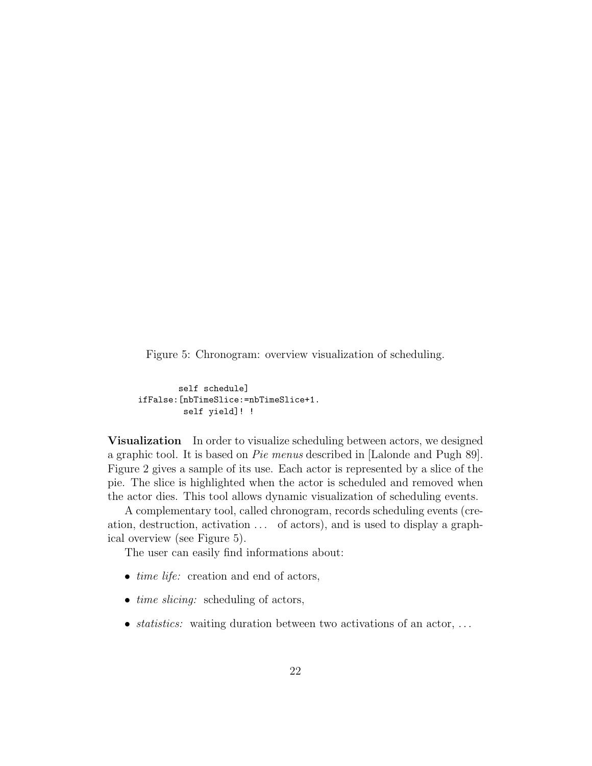Figure 5: Chronogram: overview visualization of scheduling.

```
          self schedule]
    ifFalse:[nbTimeSlice:=nbTimeSlice+1.
           self yield]! !
```

**Visualization** In order to visualize scheduling between actors, we designed a graphic tool. It is based on *Pie menus* described in [Lalonde and Pugh 89]. Figure 2 gives a sample of its use. Each actor is represented by a slice of the pie. The slice is highlighted when the actor is scheduled and removed when the actor dies. This tool allows dynamic visualization of scheduling events.

A complementary tool, called chronogram, records scheduling events (creation, destruction, activation ... of actors), and is used to display a graphical overview (see Figure 5).

The user can easily find informations about:

- *time life:* creation and end of actors,
- *time slicing:* scheduling of actors,
- *statistics:* waiting duration between two activations of an actor, ...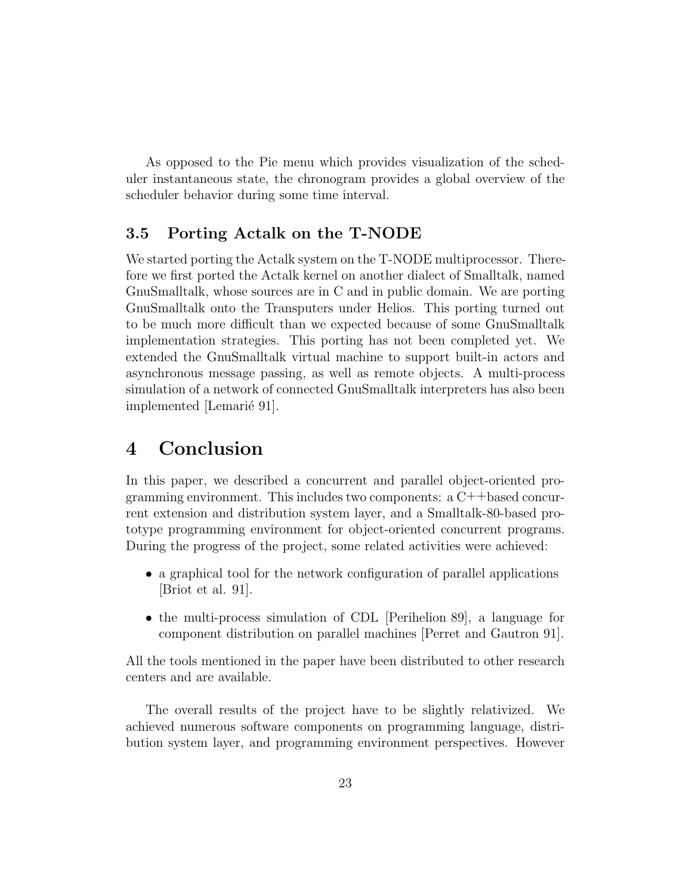As opposed to the Pie menu which provides visualization of the scheduler instantaneous state, the chronogram provides a global overview of the scheduler behavior during some time interval.

### 3.5 Porting Actalk on the T-NODE

We started porting the Actalk system on the T-NODE multiprocessor. Therefore we first ported the Actalk kernel on another dialect of Smalltalk, named GnuSmalltalk, whose sources are in C and in public domain. We are porting GnuSmalltalk onto the Transputers under Helios. This porting turned out to be much more difficult than we expected because of some GnuSmalltalk implementation strategies. This porting has not been completed yet. We extended the GnuSmalltalk virtual machine to support built-in actors and asynchronous message passing, as well as remote objects. A multi-process simulation of a network of connected GnuSmalltalk interpreters has also been implemented [Lemarié 91].

## 4 Conclusion

In this paper, we described a concurrent and parallel object-oriented programming environment. This includes two components: a C++based concurrent extension and distribution system layer, and a Smalltalk-80-based prototype programming environment for object-oriented concurrent programs. During the progress of the project, some related activities were achieved:

- a graphical tool for the network configuration of parallel applications [Briot et al. 91].
- the multi-process simulation of CDL [Perihelion 89], a language for component distribution on parallel machines [Perret and Gautron 91].

All the tools mentioned in the paper have been distributed to other research centers and are available.

The overall results of the project have to be slightly relativized. We achieved numerous software components on programming language, distribution system layer, and programming environment perspectives. However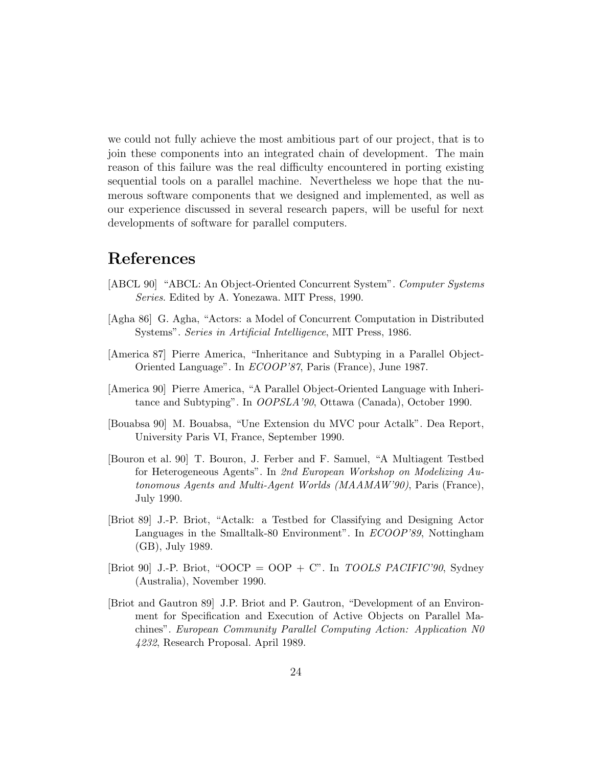we could not fully achieve the most ambitious part of our project, that is to join these components into an integrated chain of development. The main reason of this failure was the real difficulty encountered in porting existing sequential tools on a parallel machine. Nevertheless we hope that the numerous software components that we designed and implemented, as well as our experience discussed in several research papers, will be useful for next developments of software for parallel computers.

# References

[ABCL 90] "ABCL: An Object-Oriented Concurrent System". *Computer Systems Series*. Edited by A. Yonezawa. MIT Press, 1990.

[Agha 86] G. Agha, "Actors: a Model of Concurrent Computation in Distributed Systems". *Series in Artificial Intelligence*, MIT Press, 1986.

[America 87] Pierre America, "Inheritance and Subtyping in a Parallel Object-Oriented Language". In *ECOOP'87*, Paris (France), June 1987.

[America 90] Pierre America, "A Parallel Object-Oriented Language with Inheritance and Subtyping". In *OOPSLA'90*, Ottawa (Canada), October 1990.

[Bouabsa 90] M. Bouabsa, "Une Extension du MVC pour Actalk". Dea Report, University Paris VI, France, September 1990.

[Bouron et al. 90] T. Bouron, J. Ferber and F. Samuel, "A Multiagent Testbed for Heterogeneous Agents". In *2nd European Workshop on Modelizing Autonomous Agents and Multi-Agent Worlds (MAAMAW'90)*, Paris (France), July 1990.

[Briot 89] J.-P. Briot, "Actalk: a Testbed for Classifying and Designing Actor Languages in the Smalltalk-80 Environment". In *ECOOP'89*, Nottingham (GB), July 1989.

[Briot 90] J.-P. Briot, "OOCP = OOP + C". In *TOOLS PACIFIC'90*, Sydney (Australia), November 1990.

[Briot and Gautron 89] J.P. Briot and P. Gautron, "Development of an Environment for Specification and Execution of Active Objects on Parallel Machines". *European Community Parallel Computing Action: Application N0 4232*, Research Proposal. April 1989.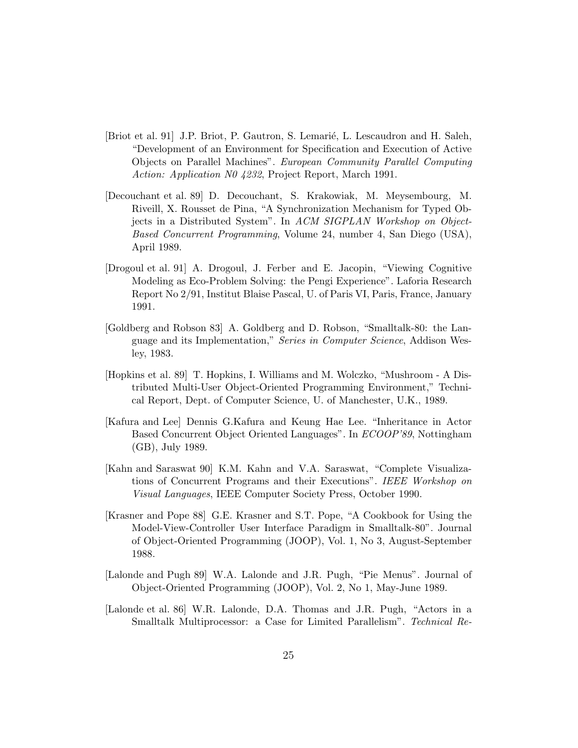[Briot et al. 91] J.P. Briot, P. Gautron, S. Lemarié, L. Lescaudron and H. Saleh, "Development of an Environment for Specification and Execution of Active Objects on Parallel Machines". *European Community Parallel Computing Action: Application N0 4232*, Project Report, March 1991.

[Decouchant et al. 89] D. Decouchant, S. Krakowiak, M. Meysembourg, M. Riveill, X. Rousset de Pina, "A Synchronization Mechanism for Typed Objects in a Distributed System". In *ACM SIGPLAN Workshop on Object-Based Concurrent Programming*, Volume 24, number 4, San Diego (USA), April 1989.

[Drogoul et al. 91] A. Drogoul, J. Ferber and E. Jacopin, "Viewing Cognitive Modeling as Eco-Problem Solving: the Pengi Experience". Laforia Research Report No 2/91, Institut Blaise Pascal, U. of Paris VI, Paris, France, January 1991.

[Goldberg and Robson 83] A. Goldberg and D. Robson, "Smalltalk-80: the Language and its Implementation," *Series in Computer Science*, Addison Wesley, 1983.

[Hopkins et al. 89] T. Hopkins, I. Williams and M. Wolczko, "Mushroom - A Distributed Multi-User Object-Oriented Programming Environment," Technical Report, Dept. of Computer Science, U. of Manchester, U.K., 1989.

[Kafura and Lee] Dennis G.Kafura and Keung Hae Lee. "Inheritance in Actor Based Concurrent Object Oriented Languages". In *ECOOP'89*, Nottingham (GB), July 1989.

[Kahn and Saraswat 90] K.M. Kahn and V.A. Saraswat, "Complete Visualizations of Concurrent Programs and their Executions". *IEEE Workshop on Visual Languages*, IEEE Computer Society Press, October 1990.

[Krasner and Pope 88] G.E. Krasner and S.T. Pope, "A Cookbook for Using the Model-View-Controller User Interface Paradigm in Smalltalk-80". Journal of Object-Oriented Programming (JOOP), Vol. 1, No 3, August-September 1988.

[Lalonde and Pugh 89] W.A. Lalonde and J.R. Pugh, "Pie Menus". Journal of Object-Oriented Programming (JOOP), Vol. 2, No 1, May-June 1989.

[Lalonde et al. 86] W.R. Lalonde, D.A. Thomas and J.R. Pugh, "Actors in a Smalltalk Multiprocessor: a Case for Limited Parallelism". *Technical Re-*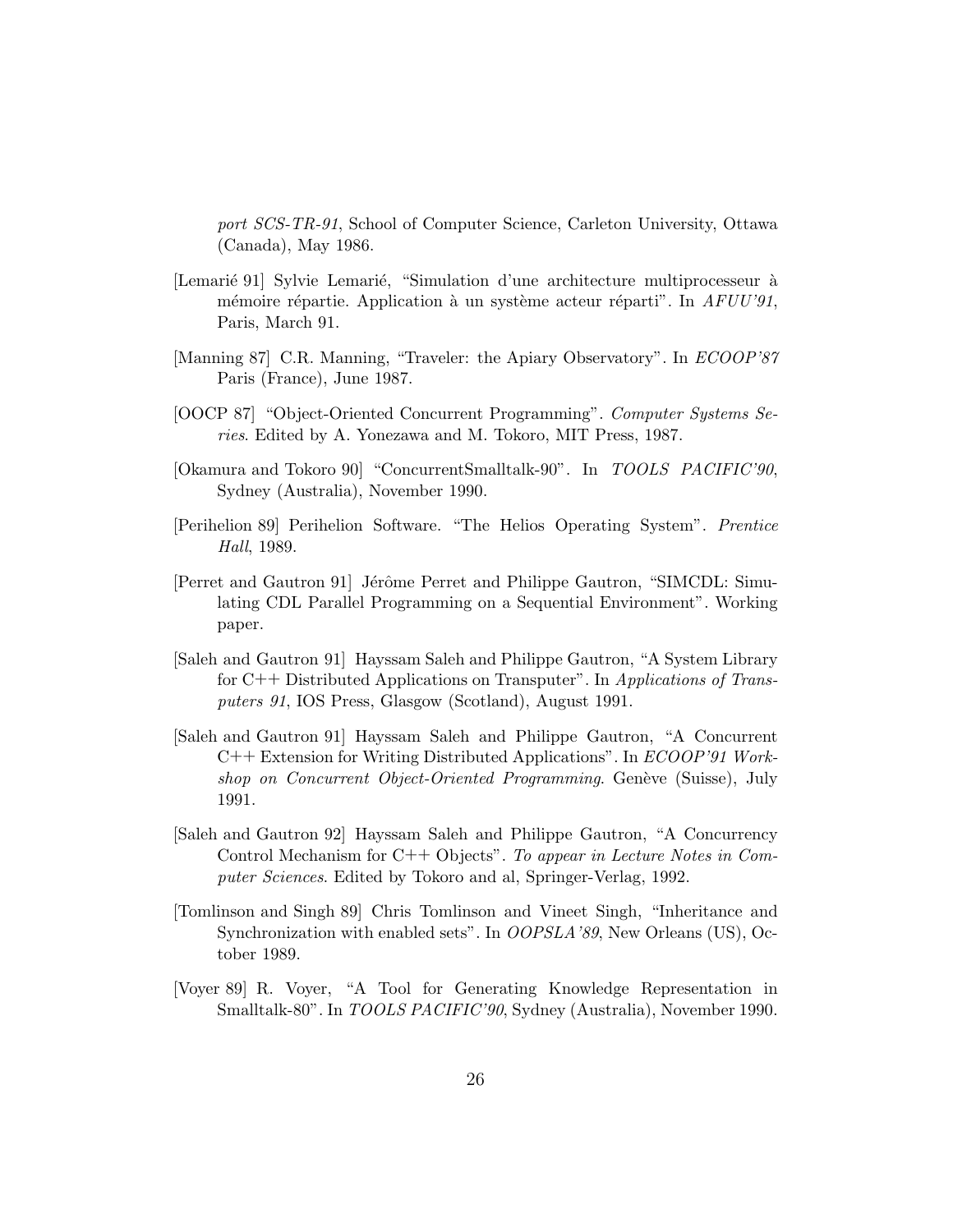*port SCS-TR-91*, School of Computer Science, Carleton University, Ottawa (Canada), May 1986.

[Lemarié 91] Sylvie Lemarié, "Simulation d'une architecture multiprocesseur à mémoire répartie. Application à un système acteur réparti". In *AFUU'91*, Paris, March 91.

[Manning 87] C.R. Manning, "Traveler: the Apiary Observatory". In *ECOOP'87* Paris (France), June 1987.

[OOCP 87] "Object-Oriented Concurrent Programming". *Computer Systems Series*. Edited by A. Yonezawa and M. Tokoro, MIT Press, 1987.

[Okamura and Tokoro 90] "ConcurrentSmalltalk-90". In *TOOLS PACIFIC'90*, Sydney (Australia), November 1990.

[Perihelion 89] Perihelion Software. "The Helios Operating System". *Prentice Hall*, 1989.

[Perret and Gautron 91] Jérôme Perret and Philippe Gautron, "SIMCDL: Simulating CDL Parallel Programming on a Sequential Environment". Working paper.

[Saleh and Gautron 91] Hayssam Saleh and Philippe Gautron, "A System Library for C++ Distributed Applications on Transputer". In *Applications of Transputers 91*, IOS Press, Glasgow (Scotland), August 1991.

[Saleh and Gautron 91] Hayssam Saleh and Philippe Gautron, "A Concurrent C++ Extension for Writing Distributed Applications". In *ECOOP'91 Workshop on Concurrent Object-Oriented Programming*. Genève (Suisse), July 1991.

[Saleh and Gautron 92] Hayssam Saleh and Philippe Gautron, "A Concurrency Control Mechanism for C++ Objects". *To appear in Lecture Notes in Computer Sciences*. Edited by Tokoro and al, Springer-Verlag, 1992.

[Tomlinson and Singh 89] Chris Tomlinson and Vineet Singh, "Inheritance and Synchronization with enabled sets". In *OOPSLA'89*, New Orleans (US), October 1989.

[Voyer 89] R. Voyer, "A Tool for Generating Knowledge Representation in Smalltalk-80". In *TOOLS PACIFIC'90*, Sydney (Australia), November 1990.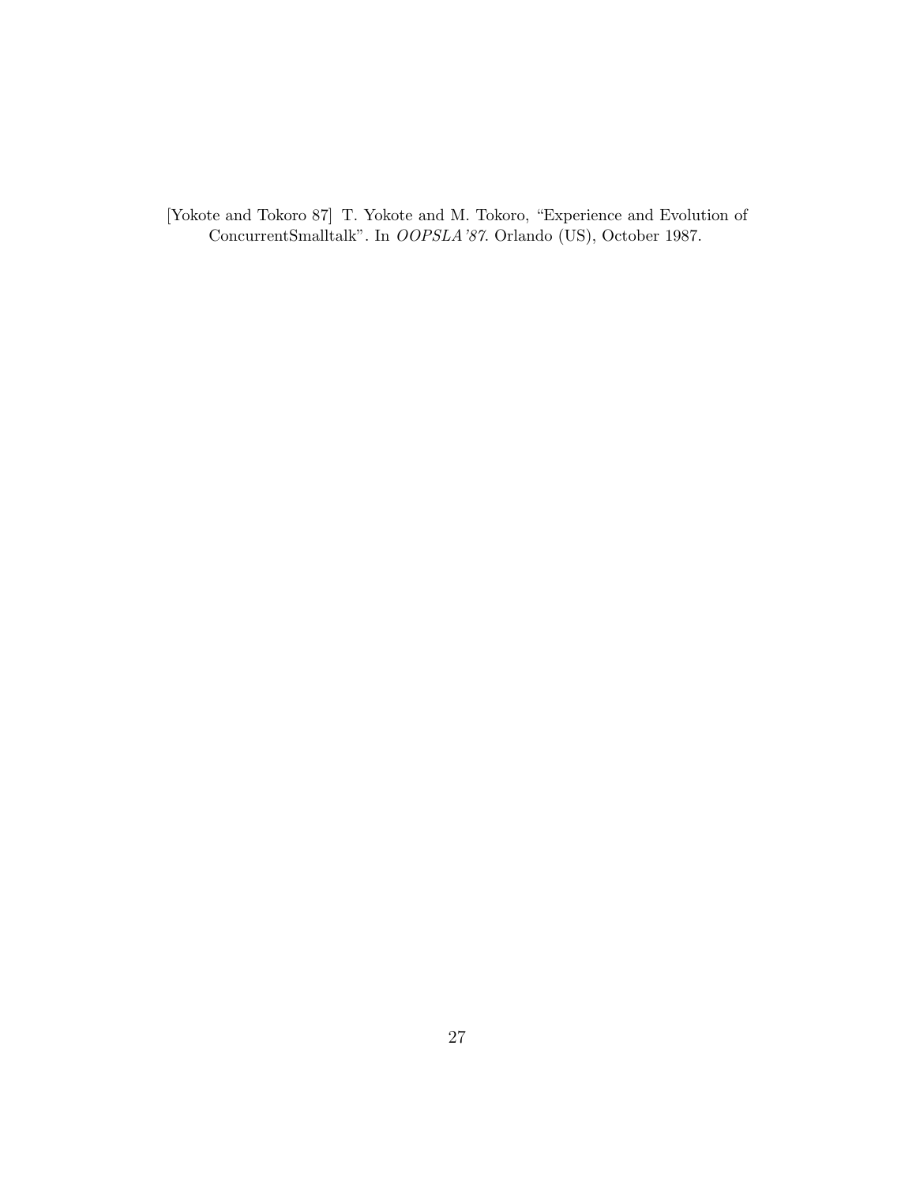[Yokote and Tokoro 87] T. Yokote and M. Tokoro, "Experience and Evolution of ConcurrentSmalltalk". In *OOPSLA'87*. Orlando (US), October 1987.